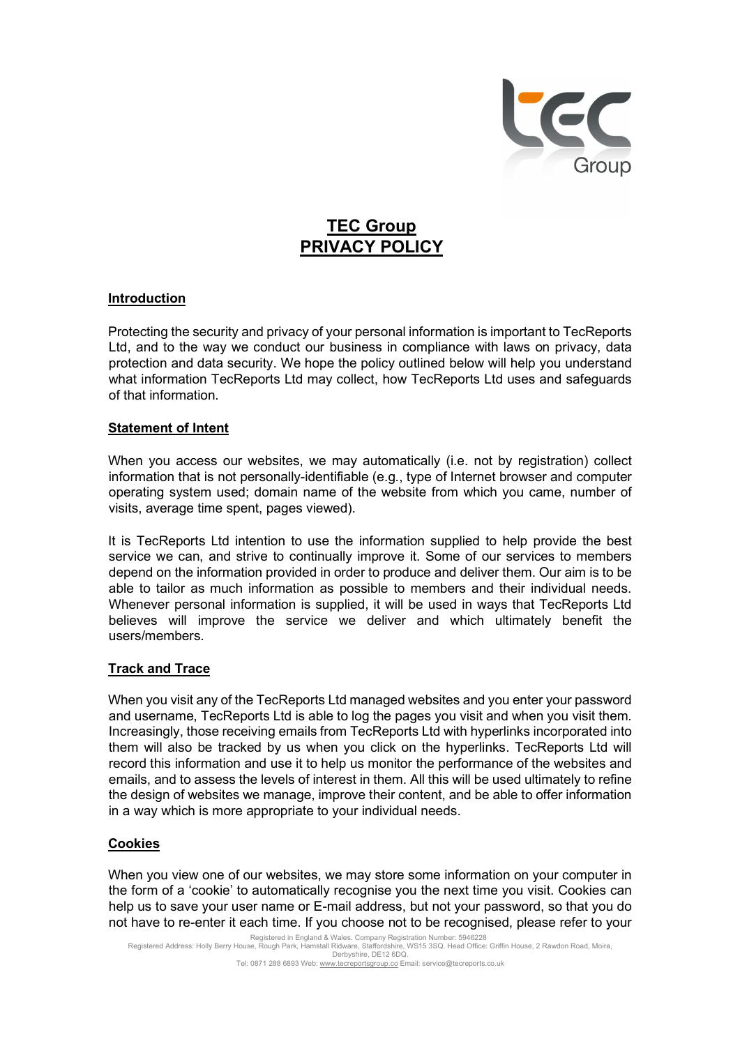# TEC Group
# PRIVACY POLICY

## Introduction

Protecting the security and privacy of your personal information is important to TecReports Ltd, and to the way we conduct our business in compliance with laws on privacy, data protection and data security. We hope the policy outlined below will help you understand what information TecReports Ltd may collect, how TecReports Ltd uses and safeguards of that information.

## Statement of Intent

When you access our websites, we may automatically (i.e. not by registration) collect information that is not personally-identifiable (e.g., type of Internet browser and computer operating system used; domain name of the website from which you came, number of visits, average time spent, pages viewed).

It is TecReports Ltd intention to use the information supplied to help provide the best service we can, and strive to continually improve it. Some of our services to members depend on the information provided in order to produce and deliver them. Our aim is to be able to tailor as much information as possible to members and their individual needs. Whenever personal information is supplied, it will be used in ways that TecReports Ltd believes will improve the service we deliver and which ultimately benefit the users/members.

## Track and Trace

When you visit any of the TecReports Ltd managed websites and you enter your password and username, TecReports Ltd is able to log the pages you visit and when you visit them. Increasingly, those receiving emails from TecReports Ltd with hyperlinks incorporated into them will also be tracked by us when you click on the hyperlinks. TecReports Ltd will record this information and use it to help us monitor the performance of the websites and emails, and to assess the levels of interest in them. All this will be used ultimately to refine the design of websites we manage, improve their content, and be able to offer information in a way which is more appropriate to your individual needs.

## Cookies

When you view one of our websites, we may store some information on your computer in the form of a 'cookie' to automatically recognise you the next time you visit. Cookies can help us to save your user name or E-mail address, but not your password, so that you do not have to re-enter it each time. If you choose not to be recognised, please refer to your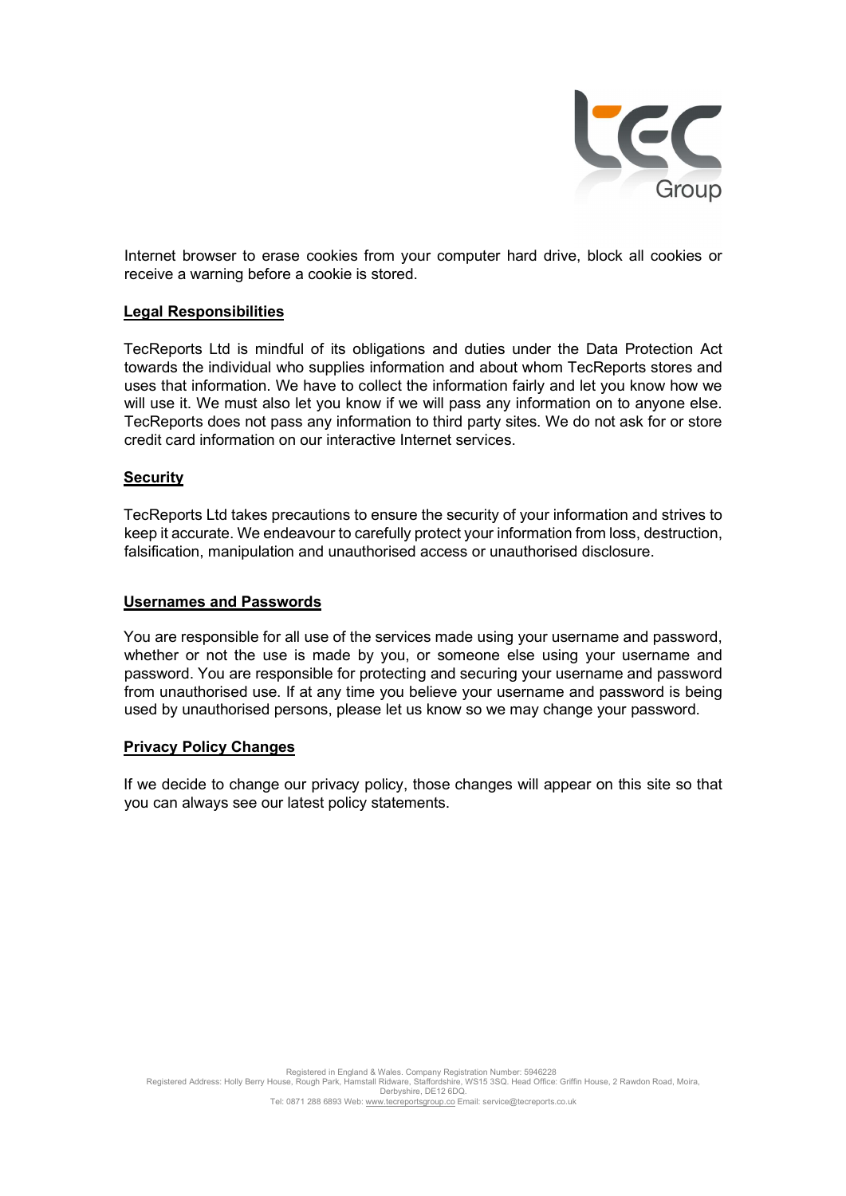Internet browser to erase cookies from your computer hard drive, block all cookies or receive a warning before a cookie is stored.

## Legal Responsibilities

TecReports Ltd is mindful of its obligations and duties under the Data Protection Act towards the individual who supplies information and about whom TecReports stores and uses that information. We have to collect the information fairly and let you know how we will use it. We must also let you know if we will pass any information on to anyone else. TecReports does not pass any information to third party sites. We do not ask for or store credit card information on our interactive Internet services.

## Security

TecReports Ltd takes precautions to ensure the security of your information and strives to keep it accurate. We endeavour to carefully protect your information from loss, destruction, falsification, manipulation and unauthorised access or unauthorised disclosure.

## Usernames and Passwords

You are responsible for all use of the services made using your username and password, whether or not the use is made by you, or someone else using your username and password. You are responsible for protecting and securing your username and password from unauthorised use. If at any time you believe your username and password is being used by unauthorised persons, please let us know so we may change your password.

## Privacy Policy Changes

If we decide to change our privacy policy, those changes will appear on this site so that you can always see our latest policy statements.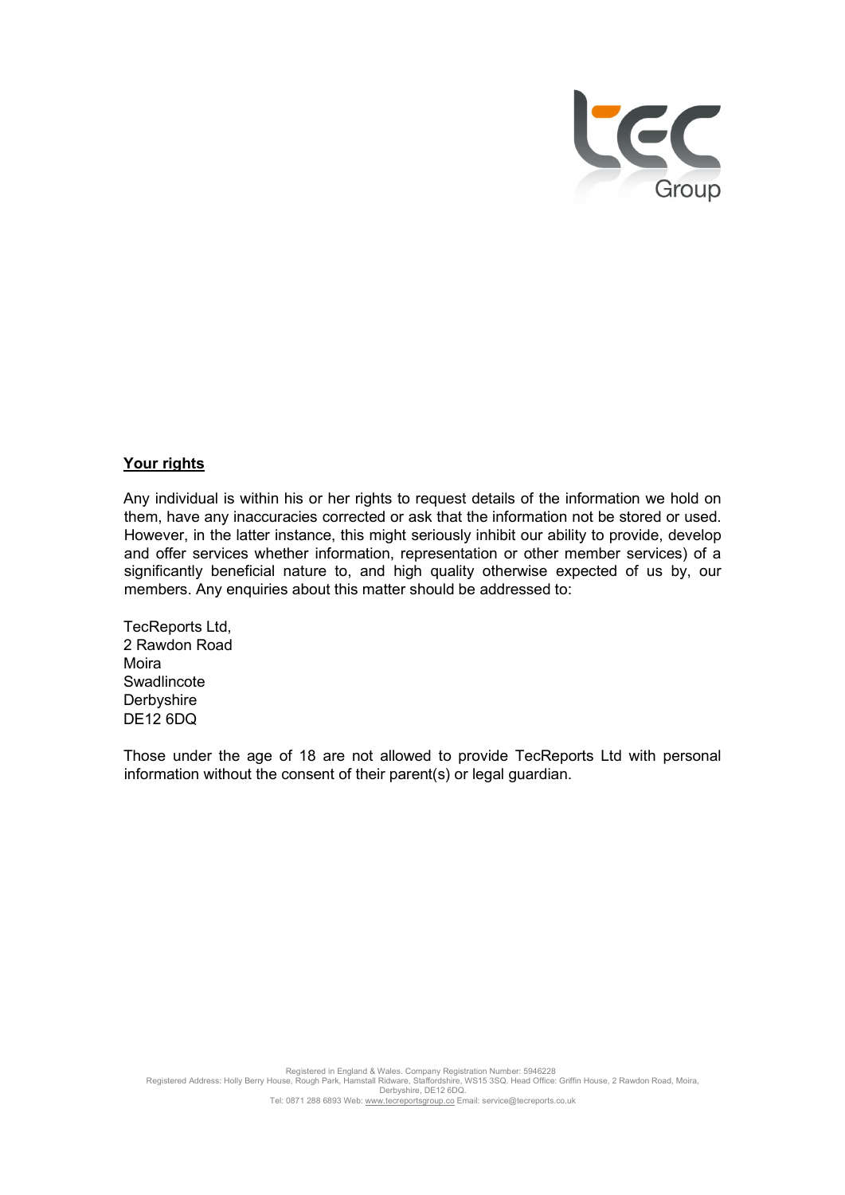## Your rights

Any individual is within his or her rights to request details of the information we hold on them, have any inaccuracies corrected or ask that the information not be stored or used. However, in the latter instance, this might seriously inhibit our ability to provide, develop and offer services whether information, representation or other member services) of a significantly beneficial nature to, and high quality otherwise expected of us by, our members. Any enquiries about this matter should be addressed to:

TecReports Ltd,
2 Rawdon Road
Moira
Swadlincote
Derbyshire
DE12 6DQ

Those under the age of 18 are not allowed to provide TecReports Ltd with personal information without the consent of their parent(s) or legal guardian.